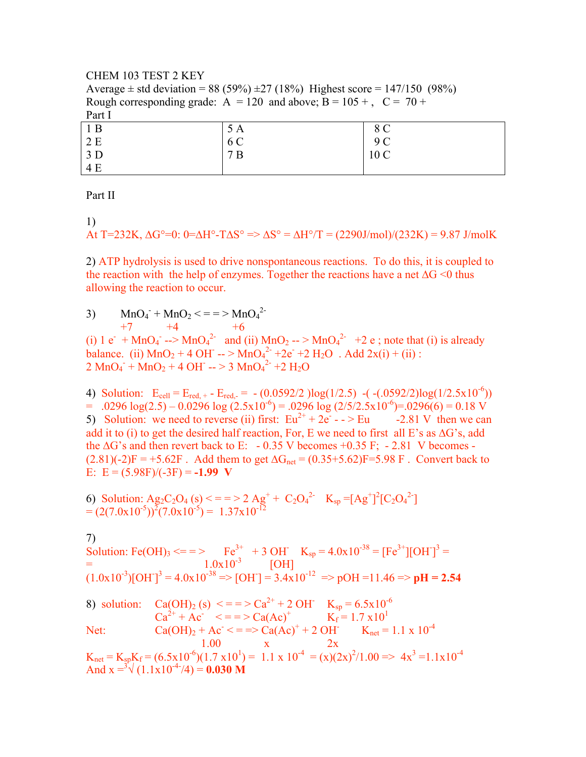CHEM 103 TEST 2 KEY

Average ± std deviation = 88 (59%) ±27 (18%)  Highest score = 147/150 (98%)

Rough corresponding grade: A = 120 and above; B = 105 + , C = 70 +

Part I

| | | |
|---|---|---|
| 1 B | 5 A | 8 C |
| 2 E | 6 C | 9 C |
| 3 D | 7 B | 10 C |
| 4 E | | |

Part II

1)

At T=232K, $\Delta G°=0$: $0=\Delta H°-T\Delta S°$ => $\Delta S° = \Delta H°/T$ = (2290J/mol)/(232K) = 9.87 J/molK

2) ATP hydrolysis is used to drive nonspontaneous reactions. To do this, it is coupled to the reaction with the help of enzymes. Together the reactions have a net $\Delta G < 0$ thus allowing the reaction to occur.

3) $MnO_4^- + MnO_2 <==> MnO_4^{2-}$

+7   +4   +6

(i) $1 e^- + MnO_4^- --> MnO_4^{2-}$ and (ii) $MnO_2 --> MnO_4^{2-} + 2 e$ ; note that (i) is already balance. (ii) $MnO_2 + 4 OH^- --> MnO_4^{2-} + 2e^- + 2 H_2O$ . Add 2x(i) + (ii) :

$2 MnO_4^- + MnO_2 + 4 OH^- --> 3 MnO_4^{2-} + 2 H_2O$

4) Solution: $E_{cell} = E_{red,+} - E_{red,-} = -(0.0592/2)\log(1/2.5) - (-(.0592/2)\log(1/2.5\times10^{-6}))$ = $.0296 \log(2.5) - 0.0296 \log(2.5\times10^{-6}) = .0296 \log(2/5/2.5\times10^{-6}) = .0296(6) = 0.18$ V

5) Solution: we need to reverse (ii) first: $Eu^{2+} + 2e^- --> Eu$   -2.81 V then we can add it to (i) to get the desired half reaction, For, E we need to first all E's as $\Delta G$'s, add the $\Delta G$'s and then revert back to E: - 0.35 V becomes +0.35 F; - 2.81 V becomes -(2.81)(-2)F = +5.62F . Add them to get $\Delta G_{net}$ = (0.35+5.62)F=5.98 F . Convert back to E: E = (5.98F)/(-3F) = **-1.99 V**

6) Solution: $Ag_2C_2O_4 (s) <==> 2 Ag^+ + C_2O_4^{2-}$   $K_{sp} = [Ag^+]^2[C_2O_4^{2-}]$

$= (2(7.0\times10^{-5}))^2(7.0\times10^{-5}) = 1.37\times10^{-12}$

7)

Solution: $Fe(OH)_3 <==> Fe^{3+} + 3 OH^-$   $K_{sp} = 4.0\times10^{-38} = [Fe^{3+}][OH^-]^3$ =

=   $1.0\times10^{-3}$   [OH]

$(1.0\times10^{-3})[OH^-]^3 = 4.0\times10^{-38}$ => $[OH^-] = 3.4\times10^{-12}$ => pOH =11.46 => **pH = 2.54**

8) solution: $Ca(OH)_2 (s) <==> Ca^{2+} + 2 OH^-$   $K_{sp} = 6.5\times10^{-6}$

$Ca^{2+} + Ac^- <==> Ca(Ac)^+$   $K_f = 1.7 \times 10^1$

Net: $Ca(OH)_2 + Ac^- <==> Ca(Ac)^+ + 2 OH^-$   $K_{net} = 1.1 \times 10^{-4}$

1.00   x   2x

$K_{net} = K_{sp}K_f = (6.5\times10^{-6})(1.7\times10^1) = 1.1 \times 10^{-4} = (x)(2x)^2/1.00$ => $4x^3 = 1.1\times10^{-4}$

And $x = \sqrt[3]{(1.1\times10^{-4}/4)}$ = **0.030 M**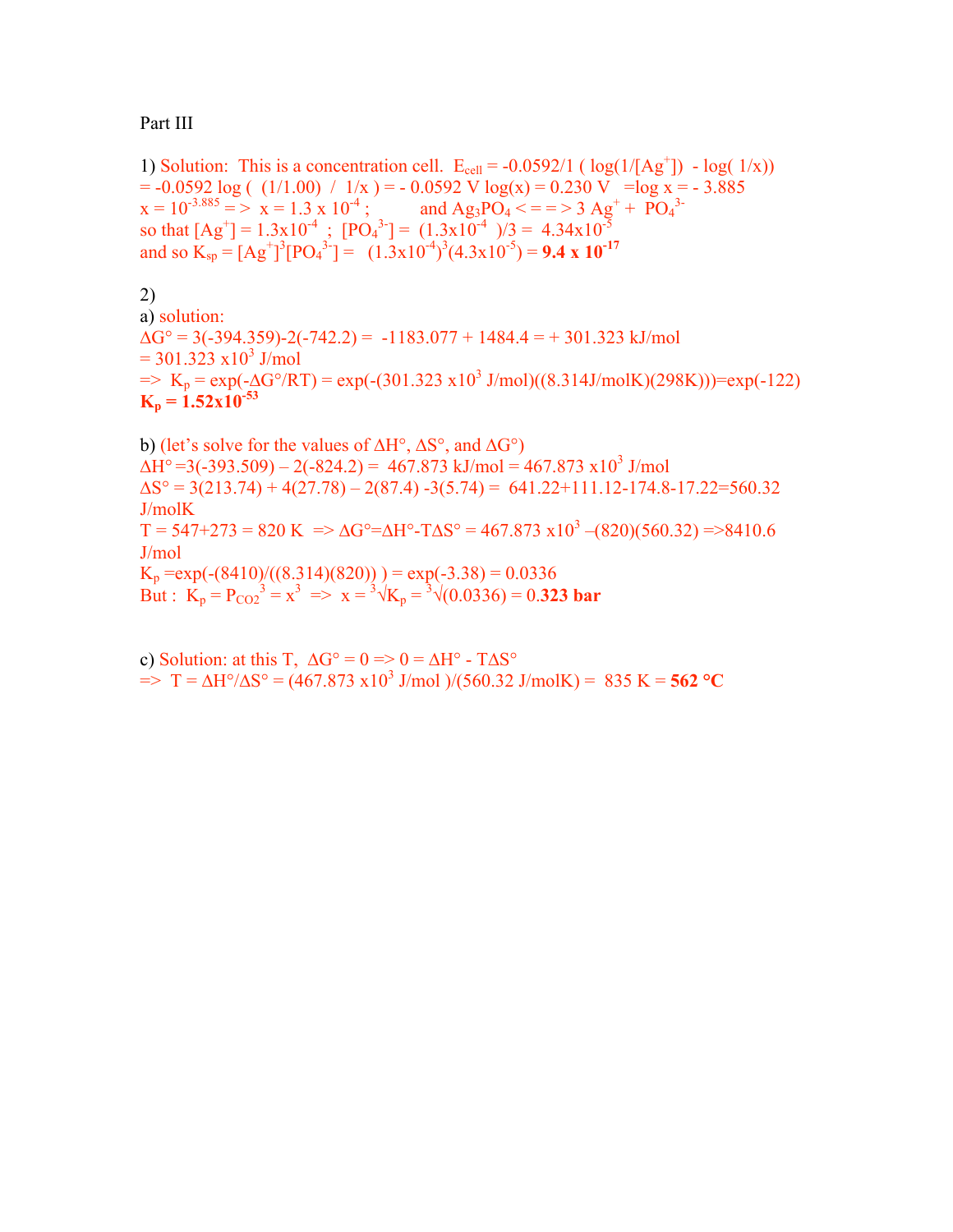Part III

1) Solution: This is a concentration cell. $E_{cell} = -0.0592/1$ ( $\log(1/[Ag^+]) - \log(1/x)$)
$= -0.0592 \log ( (1/1.00) / 1/x ) = - 0.0592$ V $\log(x) = 0.230$ V $= \log x = - 3.885$
$x = 10^{-3.885} => x = 1.3 \times 10^{-4}$ ; and $Ag_3PO_4 <==> 3 Ag^+ + PO_4^{3-}$
so that $[Ag^+] = 1.3\times10^{-4}$ ; $[PO_4^{3-}] = (1.3\times10^{-4})/3 = 4.34\times10^{-5}$
and so $K_{sp} = [Ag^+]^3[PO_4^{3-}] = (1.3\times10^{-4})^3(4.3\times10^{-5}) =$ **$9.4 \times 10^{-17}$**

2)
a) solution:
$\Delta G° = 3(-394.359)-2(-742.2) = -1183.077 + 1484.4 = + 301.323$ kJ/mol
$= 301.323 \times10^3$ J/mol
$=> K_p = \exp(-\Delta G°/RT) = \exp(-(301.323 \times10^3 \text{ J/mol})((8.314\text{J/molK})(298\text{K})))=\exp(-122)$
**$K_p = 1.52\times10^{-53}$**

b) (let's solve for the values of $\Delta H°$, $\Delta S°$, and $\Delta G°$)
$\Delta H° =3(-393.509) - 2(-824.2) = 467.873$ kJ/mol $= 467.873 \times10^3$ J/mol
$\Delta S° = 3(213.74) + 4(27.78) - 2(87.4) -3(5.74) = 641.22+111.12-174.8-17.22=560.32$ J/molK
$T = 547+273 = 820$ K $=> \Delta G°=\Delta H°-T\Delta S° = 467.873 \times10^3 -(820)(560.32) =>8410.6$ J/mol
$K_p =\exp(-(8410)/((8.314)(820)) ) = \exp(-3.38) = 0.0336$
But : $K_p = P_{CO2}^3 = x^3 => x = \sqrt[3]{K_p} = \sqrt[3]{(0.0336)} = 0.$**323 bar**

c) Solution: at this T, $\Delta G° = 0 => 0 = \Delta H° - T\Delta S°$
$=> T = \Delta H°/\Delta S° = (467.873 \times10^3 \text{ J/mol} )/(560.32 \text{ J/molK}) = 835$ K $=$ **562 °C**